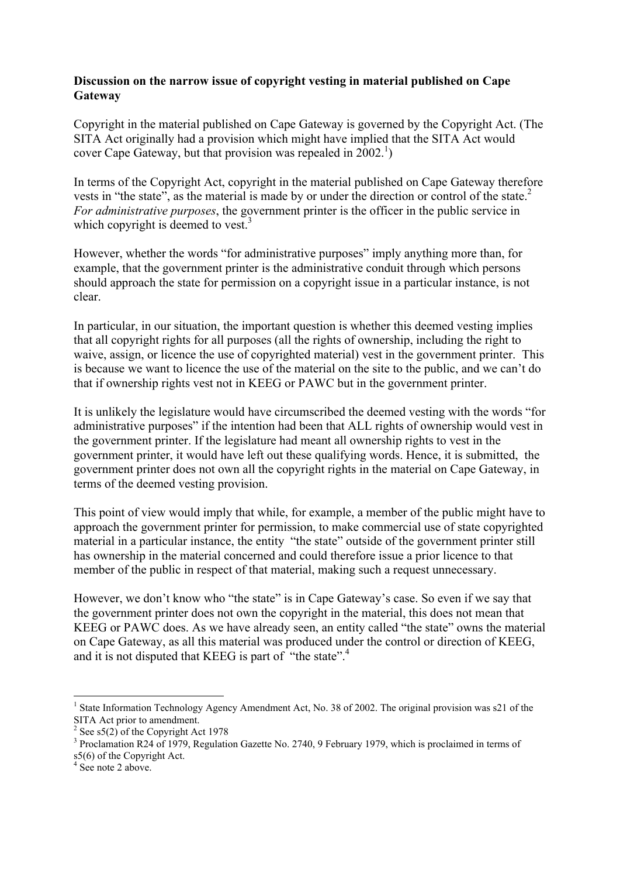**Discussion on the narrow issue of copyright vesting in material published on Cape Gateway**

Copyright in the material published on Cape Gateway is governed by the Copyright Act. (The SITA Act originally had a provision which might have implied that the SITA Act would cover Cape Gateway, but that provision was repealed in 2002.[1])

In terms of the Copyright Act, copyright in the material published on Cape Gateway therefore vests in "the state", as the material is made by or under the direction or control of the state.[2] *For administrative purposes*, the government printer is the officer in the public service in which copyright is deemed to vest.[3]

However, whether the words "for administrative purposes" imply anything more than, for example, that the government printer is the administrative conduit through which persons should approach the state for permission on a copyright issue in a particular instance, is not clear.

In particular, in our situation, the important question is whether this deemed vesting implies that all copyright rights for all purposes (all the rights of ownership, including the right to waive, assign, or licence the use of copyrighted material) vest in the government printer. This is because we want to licence the use of the material on the site to the public, and we can't do that if ownership rights vest not in KEEG or PAWC but in the government printer.

It is unlikely the legislature would have circumscribed the deemed vesting with the words "for administrative purposes" if the intention had been that ALL rights of ownership would vest in the government printer. If the legislature had meant all ownership rights to vest in the government printer, it would have left out these qualifying words. Hence, it is submitted, the government printer does not own all the copyright rights in the material on Cape Gateway, in terms of the deemed vesting provision.

This point of view would imply that while, for example, a member of the public might have to approach the government printer for permission, to make commercial use of state copyrighted material in a particular instance, the entity "the state" outside of the government printer still has ownership in the material concerned and could therefore issue a prior licence to that member of the public in respect of that material, making such a request unnecessary.

However, we don't know who "the state" is in Cape Gateway's case. So even if we say that the government printer does not own the copyright in the material, this does not mean that KEEG or PAWC does. As we have already seen, an entity called "the state" owns the material on Cape Gateway, as all this material was produced under the control or direction of KEEG, and it is not disputed that KEEG is part of "the state".[4]

---

[1] State Information Technology Agency Amendment Act, No. 38 of 2002. The original provision was s21 of the SITA Act prior to amendment.

[2] See s5(2) of the Copyright Act 1978

[3] Proclamation R24 of 1979, Regulation Gazette No. 2740, 9 February 1979, which is proclaimed in terms of s5(6) of the Copyright Act.

[4] See note 2 above.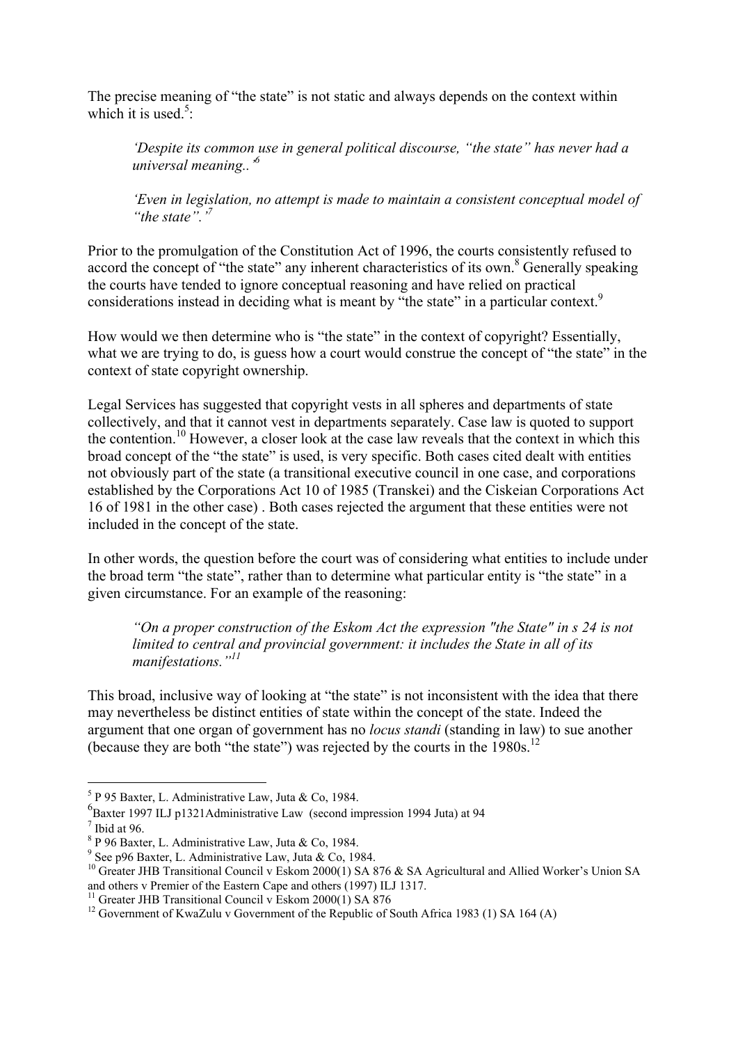The precise meaning of "the state" is not static and always depends on the context within which it is used.[5]:

> *'Despite its common use in general political discourse, "the state" has never had a universal meaning..'*[6]

> *'Even in legislation, no attempt is made to maintain a consistent conceptual model of "the state".'*[7]

Prior to the promulgation of the Constitution Act of 1996, the courts consistently refused to accord the concept of "the state" any inherent characteristics of its own.[8] Generally speaking the courts have tended to ignore conceptual reasoning and have relied on practical considerations instead in deciding what is meant by "the state" in a particular context.[9]

How would we then determine who is "the state" in the context of copyright? Essentially, what we are trying to do, is guess how a court would construe the concept of "the state" in the context of state copyright ownership.

Legal Services has suggested that copyright vests in all spheres and departments of state collectively, and that it cannot vest in departments separately. Case law is quoted to support the contention.[10] However, a closer look at the case law reveals that the context in which this broad concept of the "the state" is used, is very specific. Both cases cited dealt with entities not obviously part of the state (a transitional executive council in one case, and corporations established by the Corporations Act 10 of 1985 (Transkei) and the Ciskeian Corporations Act 16 of 1981 in the other case) . Both cases rejected the argument that these entities were not included in the concept of the state.

In other words, the question before the court was of considering what entities to include under the broad term "the state", rather than to determine what particular entity is "the state" in a given circumstance. For an example of the reasoning:

> *"On a proper construction of the Eskom Act the expression "the State" in s 24 is not limited to central and provincial government: it includes the State in all of its manifestations."*[11]

This broad, inclusive way of looking at "the state" is not inconsistent with the idea that there may nevertheless be distinct entities of state within the concept of the state. Indeed the argument that one organ of government has no *locus standi* (standing in law) to sue another (because they are both "the state") was rejected by the courts in the 1980s.[12]

---

[5] P 95 Baxter, L. Administrative Law, Juta & Co, 1984.

[6] Baxter 1997 ILJ p1321Administrative Law (second impression 1994 Juta) at 94

[7] Ibid at 96.

[8] P 96 Baxter, L. Administrative Law, Juta & Co, 1984.

[9] See p96 Baxter, L. Administrative Law, Juta & Co, 1984.

[10] Greater JHB Transitional Council v Eskom 2000(1) SA 876 & SA Agricultural and Allied Worker's Union SA and others v Premier of the Eastern Cape and others (1997) ILJ 1317.

[11] Greater JHB Transitional Council v Eskom 2000(1) SA 876

[12] Government of KwaZulu v Government of the Republic of South Africa 1983 (1) SA 164 (A)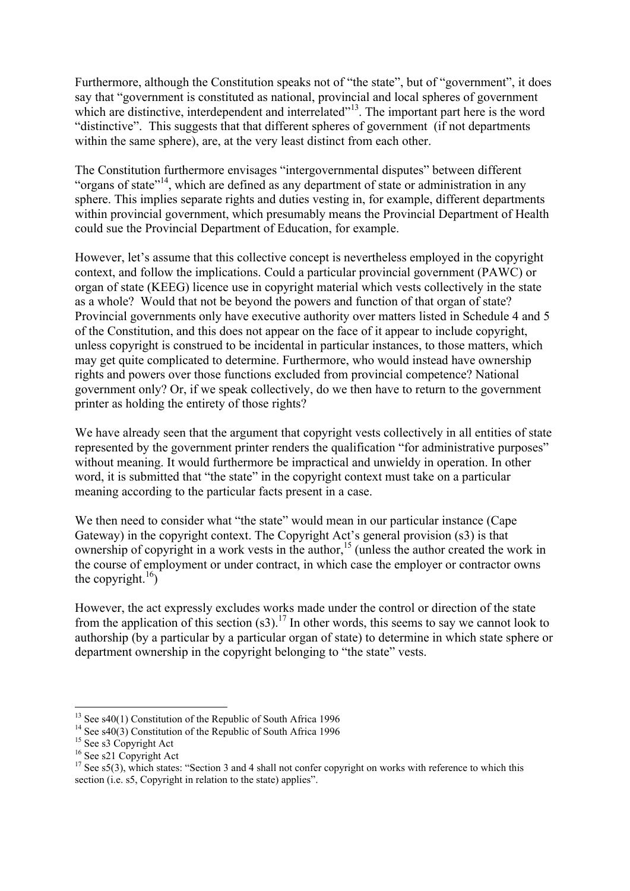Furthermore, although the Constitution speaks not of "the state", but of "government", it does say that "government is constituted as national, provincial and local spheres of government which are distinctive, interdependent and interrelated"[13]. The important part here is the word "distinctive". This suggests that that different spheres of government (if not departments within the same sphere), are, at the very least distinct from each other.

The Constitution furthermore envisages "intergovernmental disputes" between different "organs of state"[14], which are defined as any department of state or administration in any sphere. This implies separate rights and duties vesting in, for example, different departments within provincial government, which presumably means the Provincial Department of Health could sue the Provincial Department of Education, for example.

However, let's assume that this collective concept is nevertheless employed in the copyright context, and follow the implications. Could a particular provincial government (PAWC) or organ of state (KEEG) licence use in copyright material which vests collectively in the state as a whole? Would that not be beyond the powers and function of that organ of state? Provincial governments only have executive authority over matters listed in Schedule 4 and 5 of the Constitution, and this does not appear on the face of it appear to include copyright, unless copyright is construed to be incidental in particular instances, to those matters, which may get quite complicated to determine. Furthermore, who would instead have ownership rights and powers over those functions excluded from provincial competence? National government only? Or, if we speak collectively, do we then have to return to the government printer as holding the entirety of those rights?

We have already seen that the argument that copyright vests collectively in all entities of state represented by the government printer renders the qualification "for administrative purposes" without meaning. It would furthermore be impractical and unwieldy in operation. In other word, it is submitted that "the state" in the copyright context must take on a particular meaning according to the particular facts present in a case.

We then need to consider what "the state" would mean in our particular instance (Cape Gateway) in the copyright context. The Copyright Act's general provision (s3) is that ownership of copyright in a work vests in the author,[15] (unless the author created the work in the course of employment or under contract, in which case the employer or contractor owns the copyright.[16])

However, the act expressly excludes works made under the control or direction of the state from the application of this section (s3).[17] In other words, this seems to say we cannot look to authorship (by a particular by a particular organ of state) to determine in which state sphere or department ownership in the copyright belonging to "the state" vests.

---

[13] See s40(1) Constitution of the Republic of South Africa 1996

[14] See s40(3) Constitution of the Republic of South Africa 1996

[15] See s3 Copyright Act

[16] See s21 Copyright Act

[17] See s5(3), which states: "Section 3 and 4 shall not confer copyright on works with reference to which this section (i.e. s5, Copyright in relation to the state) applies".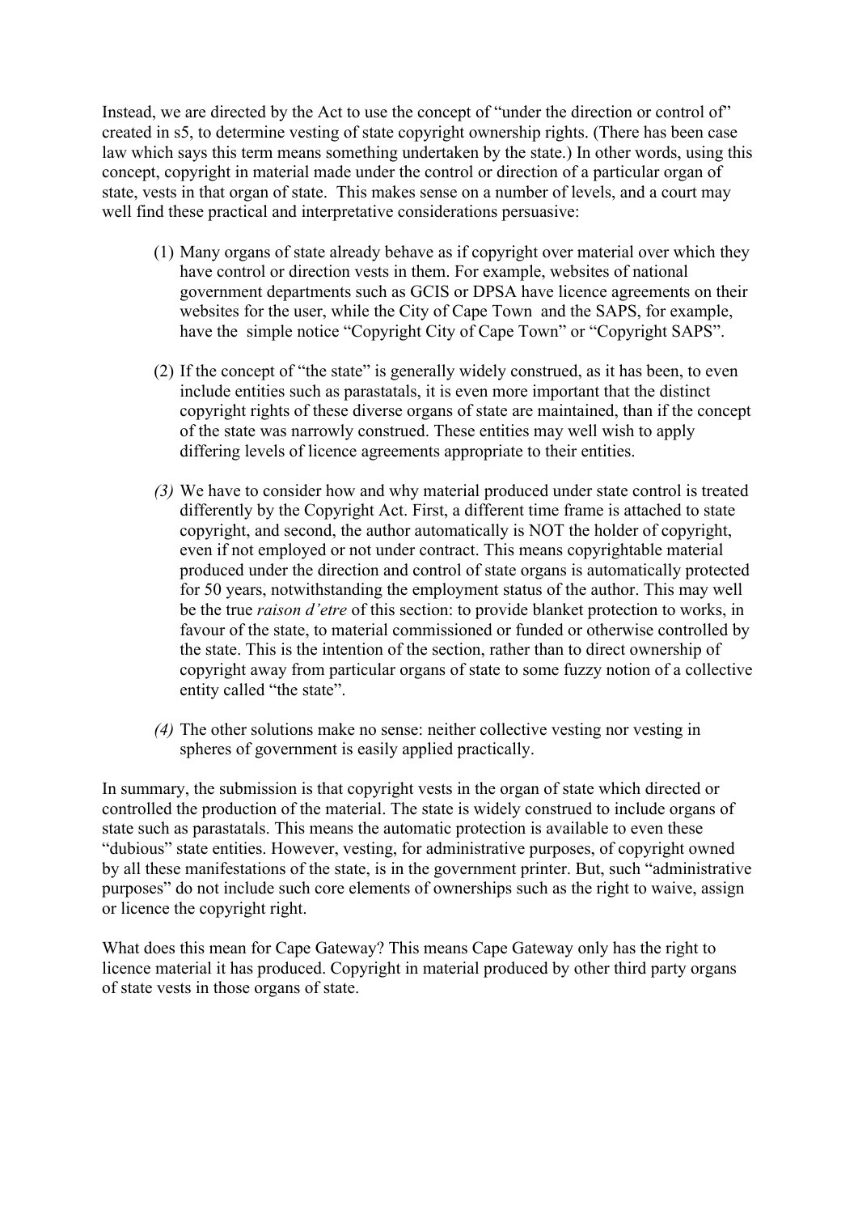Instead, we are directed by the Act to use the concept of "under the direction or control of" created in s5, to determine vesting of state copyright ownership rights. (There has been case law which says this term means something undertaken by the state.) In other words, using this concept, copyright in material made under the control or direction of a particular organ of state, vests in that organ of state. This makes sense on a number of levels, and a court may well find these practical and interpretative considerations persuasive:

(1) Many organs of state already behave as if copyright over material over which they have control or direction vests in them. For example, websites of national government departments such as GCIS or DPSA have licence agreements on their websites for the user, while the City of Cape Town and the SAPS, for example, have the simple notice "Copyright City of Cape Town" or "Copyright SAPS".

(2) If the concept of "the state" is generally widely construed, as it has been, to even include entities such as parastatals, it is even more important that the distinct copyright rights of these diverse organs of state are maintained, than if the concept of the state was narrowly construed. These entities may well wish to apply differing levels of licence agreements appropriate to their entities.

*(3)* We have to consider how and why material produced under state control is treated differently by the Copyright Act. First, a different time frame is attached to state copyright, and second, the author automatically is NOT the holder of copyright, even if not employed or not under contract. This means copyrightable material produced under the direction and control of state organs is automatically protected for 50 years, notwithstanding the employment status of the author. This may well be the true *raison d'etre* of this section: to provide blanket protection to works, in favour of the state, to material commissioned or funded or otherwise controlled by the state. This is the intention of the section, rather than to direct ownership of copyright away from particular organs of state to some fuzzy notion of a collective entity called "the state".

*(4)* The other solutions make no sense: neither collective vesting nor vesting in spheres of government is easily applied practically.

In summary, the submission is that copyright vests in the organ of state which directed or controlled the production of the material. The state is widely construed to include organs of state such as parastatals. This means the automatic protection is available to even these "dubious" state entities. However, vesting, for administrative purposes, of copyright owned by all these manifestations of the state, is in the government printer. But, such "administrative purposes" do not include such core elements of ownerships such as the right to waive, assign or licence the copyright right.

What does this mean for Cape Gateway? This means Cape Gateway only has the right to licence material it has produced. Copyright in material produced by other third party organs of state vests in those organs of state.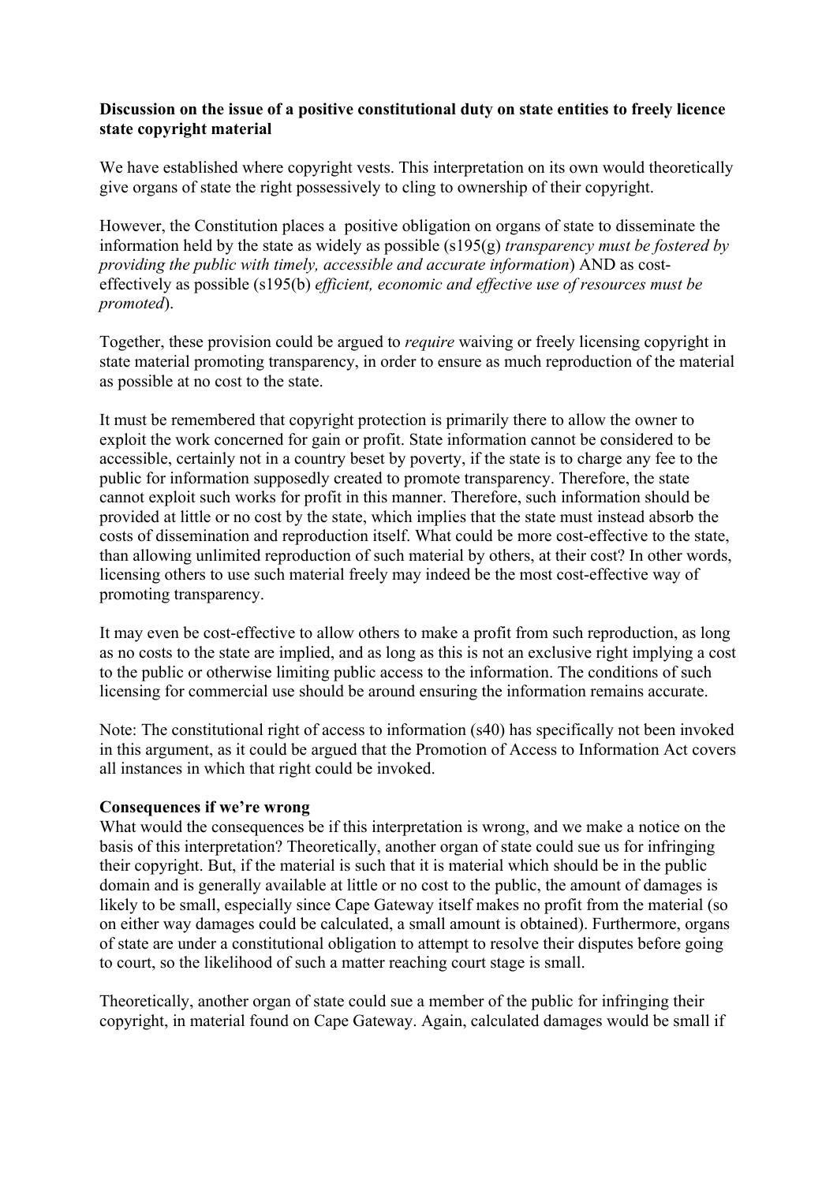**Discussion on the issue of a positive constitutional duty on state entities to freely licence state copyright material**

We have established where copyright vests. This interpretation on its own would theoretically give organs of state the right possessively to cling to ownership of their copyright.

However, the Constitution places a positive obligation on organs of state to disseminate the information held by the state as widely as possible (s195(g) *transparency must be fostered by providing the public with timely, accessible and accurate information*) AND as cost-effectively as possible (s195(b) *efficient, economic and effective use of resources must be promoted*).

Together, these provision could be argued to *require* waiving or freely licensing copyright in state material promoting transparency, in order to ensure as much reproduction of the material as possible at no cost to the state.

It must be remembered that copyright protection is primarily there to allow the owner to exploit the work concerned for gain or profit. State information cannot be considered to be accessible, certainly not in a country beset by poverty, if the state is to charge any fee to the public for information supposedly created to promote transparency. Therefore, the state cannot exploit such works for profit in this manner. Therefore, such information should be provided at little or no cost by the state, which implies that the state must instead absorb the costs of dissemination and reproduction itself. What could be more cost-effective to the state, than allowing unlimited reproduction of such material by others, at their cost? In other words, licensing others to use such material freely may indeed be the most cost-effective way of promoting transparency.

It may even be cost-effective to allow others to make a profit from such reproduction, as long as no costs to the state are implied, and as long as this is not an exclusive right implying a cost to the public or otherwise limiting public access to the information. The conditions of such licensing for commercial use should be around ensuring the information remains accurate.

Note: The constitutional right of access to information (s40) has specifically not been invoked in this argument, as it could be argued that the Promotion of Access to Information Act covers all instances in which that right could be invoked.

**Consequences if we're wrong**

What would the consequences be if this interpretation is wrong, and we make a notice on the basis of this interpretation? Theoretically, another organ of state could sue us for infringing their copyright. But, if the material is such that it is material which should be in the public domain and is generally available at little or no cost to the public, the amount of damages is likely to be small, especially since Cape Gateway itself makes no profit from the material (so on either way damages could be calculated, a small amount is obtained). Furthermore, organs of state are under a constitutional obligation to attempt to resolve their disputes before going to court, so the likelihood of such a matter reaching court stage is small.

Theoretically, another organ of state could sue a member of the public for infringing their copyright, in material found on Cape Gateway. Again, calculated damages would be small if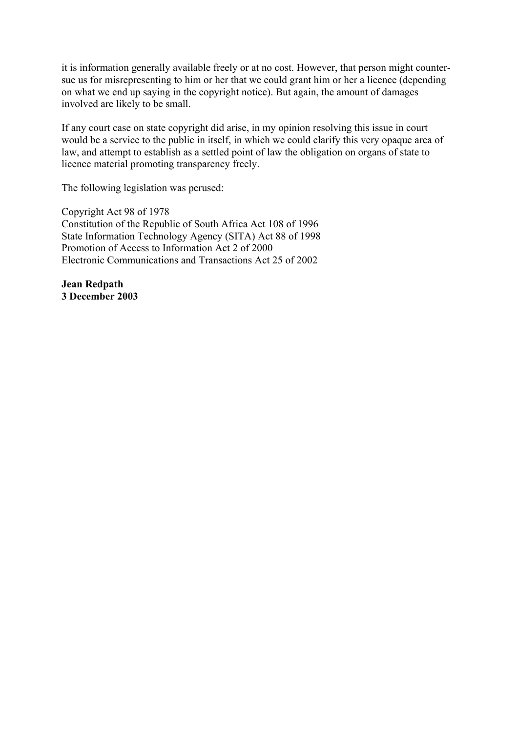it is information generally available freely or at no cost. However, that person might counter-sue us for misrepresenting to him or her that we could grant him or her a licence (depending on what we end up saying in the copyright notice). But again, the amount of damages involved are likely to be small.

If any court case on state copyright did arise, in my opinion resolving this issue in court would be a service to the public in itself, in which we could clarify this very opaque area of law, and attempt to establish as a settled point of law the obligation on organs of state to licence material promoting transparency freely.

The following legislation was perused:

Copyright Act 98 of 1978
Constitution of the Republic of South Africa Act 108 of 1996
State Information Technology Agency (SITA) Act 88 of 1998
Promotion of Access to Information Act 2 of 2000
Electronic Communications and Transactions Act 25 of 2002

**Jean Redpath**
**3 December 2003**